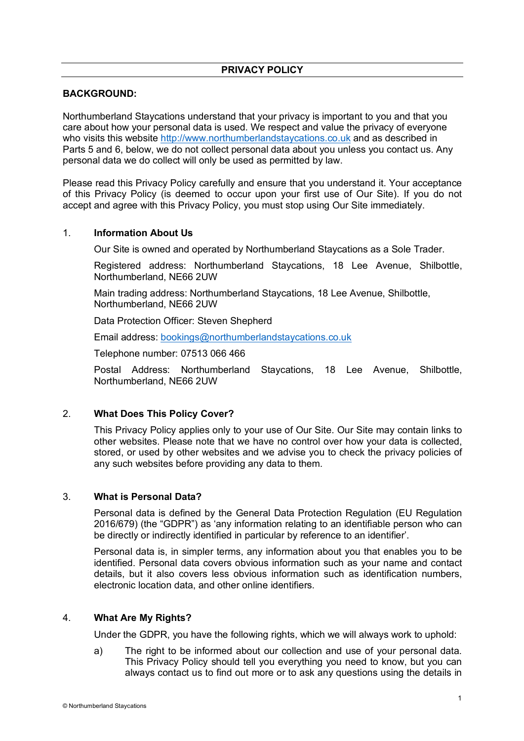# PRIVACY POLICY

**BACKGROUND:**

Northumberland Staycations understand that your privacy is important to you and that you care about how your personal data is used. We respect and value the privacy of everyone who visits this website http://www.northumberlandstaycations.co.uk and as described in Parts 5 and 6, below, we do not collect personal data about you unless you contact us. Any personal data we do collect will only be used as permitted by law.

Please read this Privacy Policy carefully and ensure that you understand it. Your acceptance of this Privacy Policy (is deemed to occur upon your first use of Our Site). If you do not accept and agree with this Privacy Policy, you must stop using Our Site immediately.

## 1. Information About Us

Our Site is owned and operated by Northumberland Staycations as a Sole Trader.

Registered address: Northumberland Staycations, 18 Lee Avenue, Shilbottle, Northumberland, NE66 2UW

Main trading address: Northumberland Staycations, 18 Lee Avenue, Shilbottle, Northumberland, NE66 2UW

Data Protection Officer: Steven Shepherd

Email address: bookings@northumberlandstaycations.co.uk

Telephone number: 07513 066 466

Postal Address: Northumberland Staycations, 18 Lee Avenue, Shilbottle, Northumberland, NE66 2UW

## 2. What Does This Policy Cover?

This Privacy Policy applies only to your use of Our Site. Our Site may contain links to other websites. Please note that we have no control over how your data is collected, stored, or used by other websites and we advise you to check the privacy policies of any such websites before providing any data to them.

## 3. What is Personal Data?

Personal data is defined by the General Data Protection Regulation (EU Regulation 2016/679) (the "GDPR") as 'any information relating to an identifiable person who can be directly or indirectly identified in particular by reference to an identifier'.

Personal data is, in simpler terms, any information about you that enables you to be identified. Personal data covers obvious information such as your name and contact details, but it also covers less obvious information such as identification numbers, electronic location data, and other online identifiers.

## 4. What Are My Rights?

Under the GDPR, you have the following rights, which we will always work to uphold:

a) The right to be informed about our collection and use of your personal data. This Privacy Policy should tell you everything you need to know, but you can always contact us to find out more or to ask any questions using the details in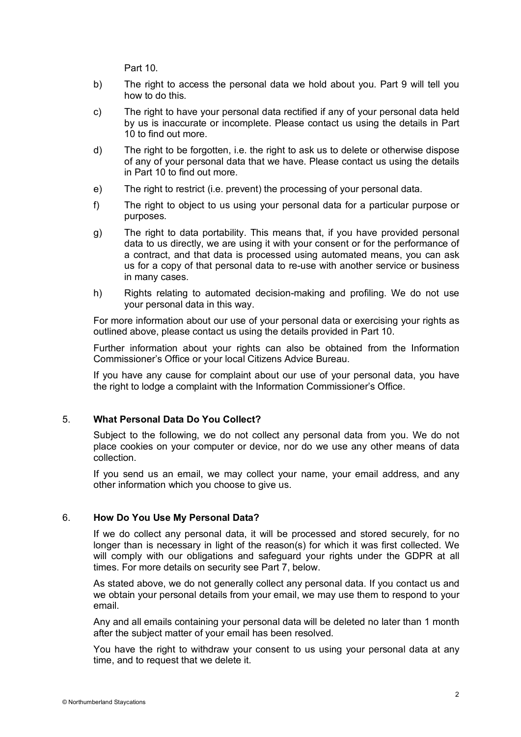Part 10.

b) The right to access the personal data we hold about you. Part 9 will tell you how to do this.

c) The right to have your personal data rectified if any of your personal data held by us is inaccurate or incomplete. Please contact us using the details in Part 10 to find out more.

d) The right to be forgotten, i.e. the right to ask us to delete or otherwise dispose of any of your personal data that we have. Please contact us using the details in Part 10 to find out more.

e) The right to restrict (i.e. prevent) the processing of your personal data.

f) The right to object to us using your personal data for a particular purpose or purposes.

g) The right to data portability. This means that, if you have provided personal data to us directly, we are using it with your consent or for the performance of a contract, and that data is processed using automated means, you can ask us for a copy of that personal data to re-use with another service or business in many cases.

h) Rights relating to automated decision-making and profiling. We do not use your personal data in this way.

For more information about our use of your personal data or exercising your rights as outlined above, please contact us using the details provided in Part 10.

Further information about your rights can also be obtained from the Information Commissioner's Office or your local Citizens Advice Bureau.

If you have any cause for complaint about our use of your personal data, you have the right to lodge a complaint with the Information Commissioner's Office.

## 5. What Personal Data Do You Collect?

Subject to the following, we do not collect any personal data from you. We do not place cookies on your computer or device, nor do we use any other means of data collection.

If you send us an email, we may collect your name, your email address, and any other information which you choose to give us.

## 6. How Do You Use My Personal Data?

If we do collect any personal data, it will be processed and stored securely, for no longer than is necessary in light of the reason(s) for which it was first collected. We will comply with our obligations and safeguard your rights under the GDPR at all times. For more details on security see Part 7, below.

As stated above, we do not generally collect any personal data. If you contact us and we obtain your personal details from your email, we may use them to respond to your email.

Any and all emails containing your personal data will be deleted no later than 1 month after the subject matter of your email has been resolved.

You have the right to withdraw your consent to us using your personal data at any time, and to request that we delete it.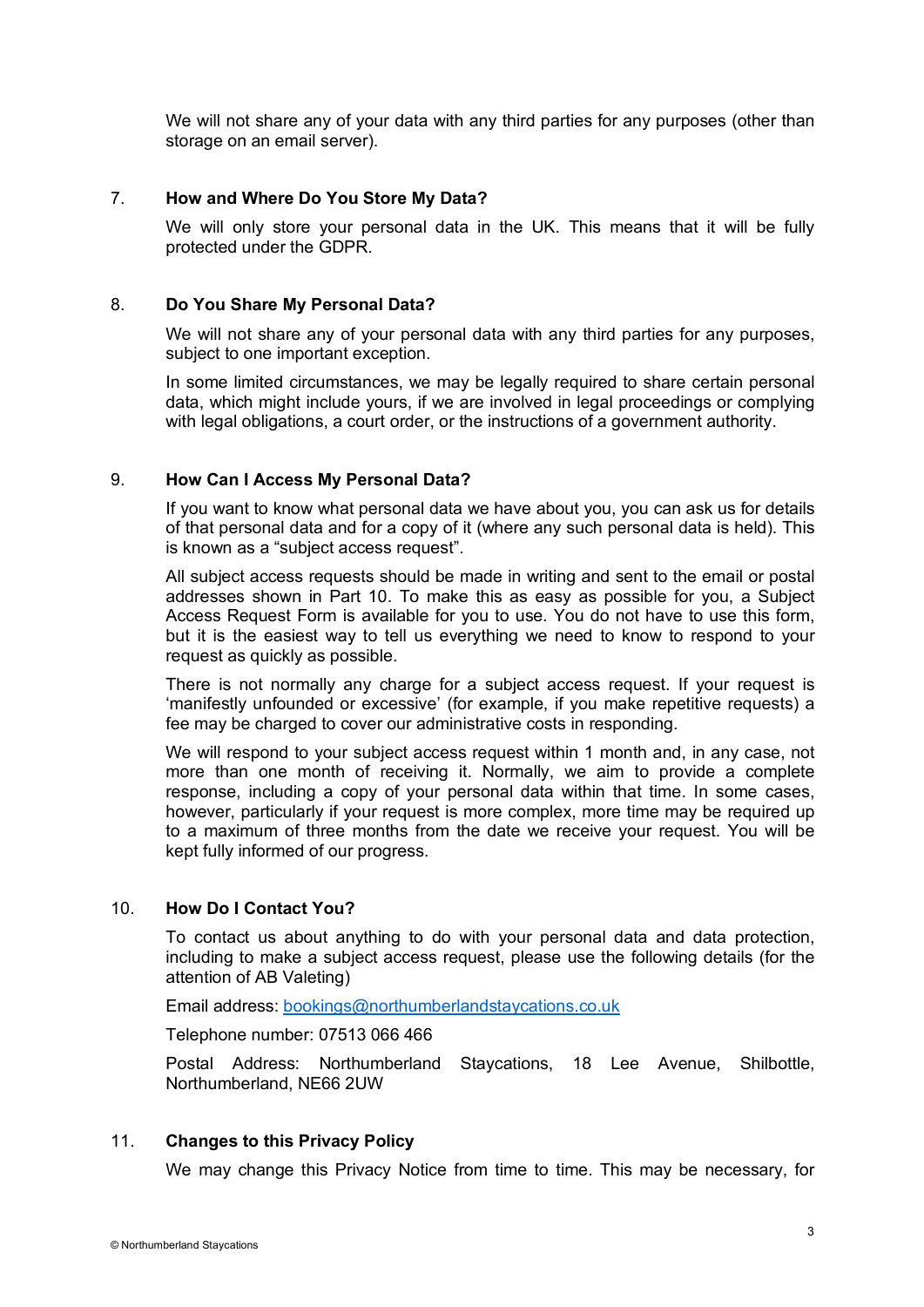We will not share any of your data with any third parties for any purposes (other than storage on an email server).

## 7. How and Where Do You Store My Data?

We will only store your personal data in the UK. This means that it will be fully protected under the GDPR.

## 8. Do You Share My Personal Data?

We will not share any of your personal data with any third parties for any purposes, subject to one important exception.

In some limited circumstances, we may be legally required to share certain personal data, which might include yours, if we are involved in legal proceedings or complying with legal obligations, a court order, or the instructions of a government authority.

## 9. How Can I Access My Personal Data?

If you want to know what personal data we have about you, you can ask us for details of that personal data and for a copy of it (where any such personal data is held). This is known as a "subject access request".

All subject access requests should be made in writing and sent to the email or postal addresses shown in Part 10. To make this as easy as possible for you, a Subject Access Request Form is available for you to use. You do not have to use this form, but it is the easiest way to tell us everything we need to know to respond to your request as quickly as possible.

There is not normally any charge for a subject access request. If your request is 'manifestly unfounded or excessive' (for example, if you make repetitive requests) a fee may be charged to cover our administrative costs in responding.

We will respond to your subject access request within 1 month and, in any case, not more than one month of receiving it. Normally, we aim to provide a complete response, including a copy of your personal data within that time. In some cases, however, particularly if your request is more complex, more time may be required up to a maximum of three months from the date we receive your request. You will be kept fully informed of our progress.

## 10. How Do I Contact You?

To contact us about anything to do with your personal data and data protection, including to make a subject access request, please use the following details (for the attention of AB Valeting)

Email address: bookings@northumberlandstaycations.co.uk

Telephone number: 07513 066 466

Postal Address: Northumberland Staycations, 18 Lee Avenue, Shilbottle, Northumberland, NE66 2UW

## 11. Changes to this Privacy Policy

We may change this Privacy Notice from time to time. This may be necessary, for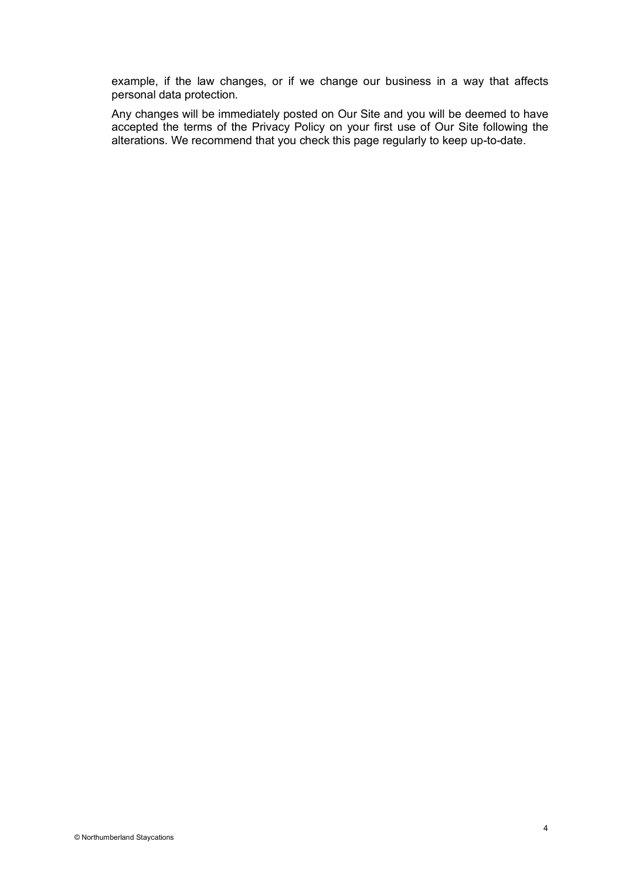example, if the law changes, or if we change our business in a way that affects personal data protection.

Any changes will be immediately posted on Our Site and you will be deemed to have accepted the terms of the Privacy Policy on your first use of Our Site following the alterations. We recommend that you check this page regularly to keep up-to-date.